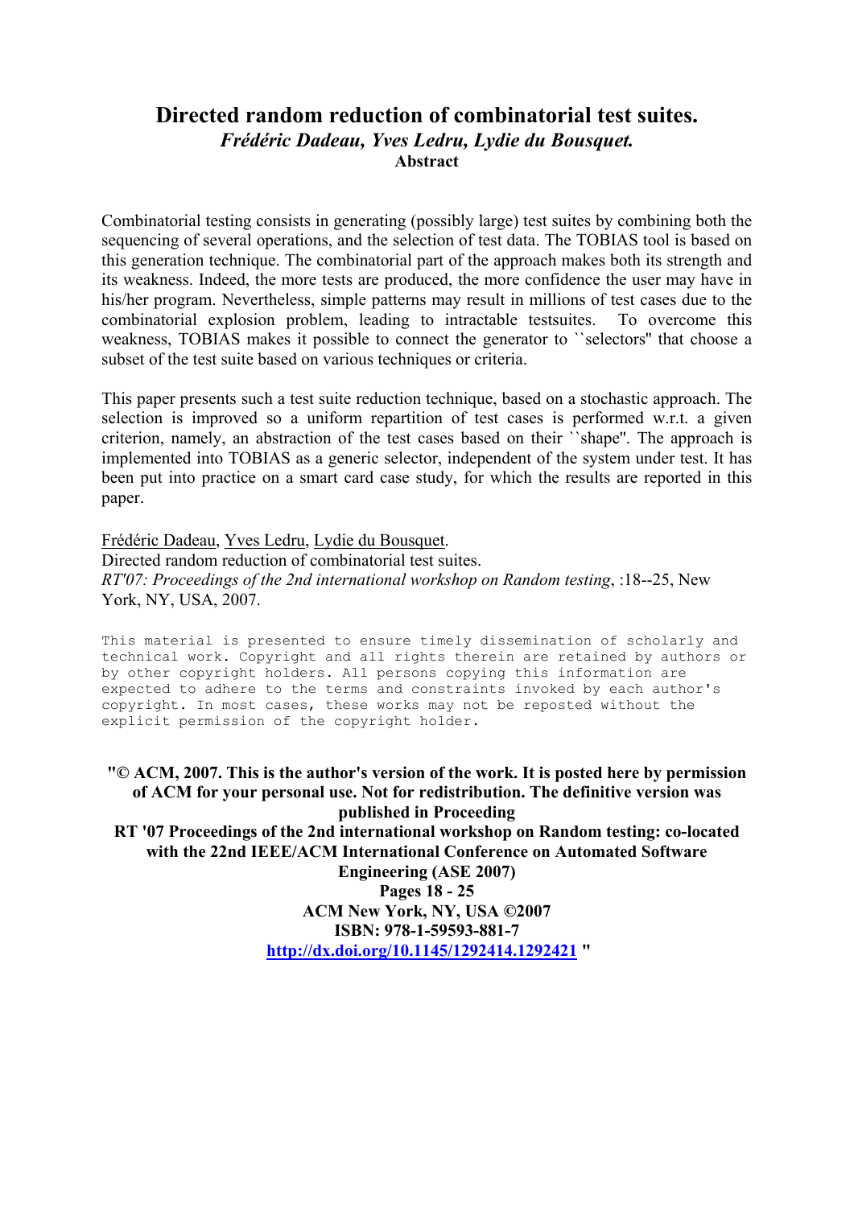# Directed random reduction of combinatorial test suites.

***Frédéric Dadeau, Yves Ledru, Lydie du Bousquet.***

**Abstract**

Combinatorial testing consists in generating (possibly large) test suites by combining both the sequencing of several operations, and the selection of test data. The TOBIAS tool is based on this generation technique. The combinatorial part of the approach makes both its strength and its weakness. Indeed, the more tests are produced, the more confidence the user may have in his/her program. Nevertheless, simple patterns may result in millions of test cases due to the combinatorial explosion problem, leading to intractable testsuites. To overcome this weakness, TOBIAS makes it possible to connect the generator to ``selectors'' that choose a subset of the test suite based on various techniques or criteria.

This paper presents such a test suite reduction technique, based on a stochastic approach. The selection is improved so a uniform repartition of test cases is performed w.r.t. a given criterion, namely, an abstraction of the test cases based on their ``shape''. The approach is implemented into TOBIAS as a generic selector, independent of the system under test. It has been put into practice on a smart card case study, for which the results are reported in this paper.

Frédéric Dadeau, Yves Ledru, Lydie du Bousquet.
Directed random reduction of combinatorial test suites.
*RT'07: Proceedings of the 2nd international workshop on Random testing*, :18--25, New York, NY, USA, 2007.

```
This material is presented to ensure timely dissemination of scholarly and
technical work. Copyright and all rights therein are retained by authors or
by other copyright holders. All persons copying this information are
expected to adhere to the terms and constraints invoked by each author's
copyright. In most cases, these works may not be reposted without the
explicit permission of the copyright holder.
```

**"© ACM, 2007. This is the author's version of the work. It is posted here by permission of ACM for your personal use. Not for redistribution. The definitive version was published in Proceeding**
**RT '07 Proceedings of the 2nd international workshop on Random testing: co-located with the 22nd IEEE/ACM International Conference on Automated Software Engineering (ASE 2007)**
**Pages 18 - 25**
**ACM New York, NY, USA ©2007**
**ISBN: 978-1-59593-881-7**
**[http://dx.doi.org/10.1145/1292414.1292421](http://dx.doi.org/10.1145/1292414.1292421) "**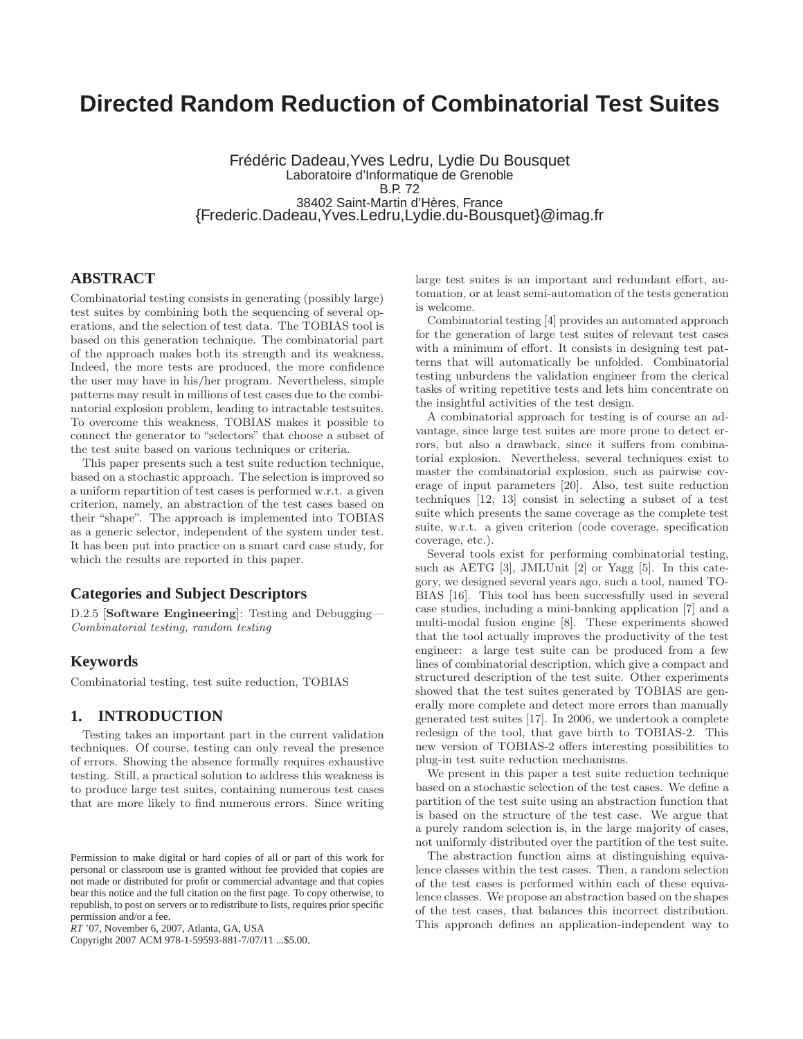# Directed Random Reduction of Combinatorial Test Suites

Frédéric Dadeau,Yves Ledru, Lydie Du Bousquet
Laboratoire d'Informatique de Grenoble
B.P. 72
38402 Saint-Martin d'Hères, France
{Frederic.Dadeau,Yves.Ledru,Lydie.du-Bousquet}@imag.fr

## ABSTRACT

Combinatorial testing consists in generating (possibly large) test suites by combining both the sequencing of several operations, and the selection of test data. The TOBIAS tool is based on this generation technique. The combinatorial part of the approach makes both its strength and its weakness. Indeed, the more tests are produced, the more confidence the user may have in his/her program. Nevertheless, simple patterns may result in millions of test cases due to the combinatorial explosion problem, leading to intractable testsuites. To overcome this weakness, TOBIAS makes it possible to connect the generator to "selectors" that choose a subset of the test suite based on various techniques or criteria.

This paper presents such a test suite reduction technique, based on a stochastic approach. The selection is improved so a uniform repartition of test cases is performed w.r.t. a given criterion, namely, an abstraction of the test cases based on their "shape". The approach is implemented into TOBIAS as a generic selector, independent of the system under test. It has been put into practice on a smart card case study, for which the results are reported in this paper.

## Categories and Subject Descriptors

D.2.5 [**Software Engineering**]: Testing and Debugging—*Combinatorial testing, random testing*

## Keywords

Combinatorial testing, test suite reduction, TOBIAS

## 1. INTRODUCTION

Testing takes an important part in the current validation techniques. Of course, testing can only reveal the presence of errors. Showing the absence formally requires exhaustive testing. Still, a practical solution to address this weakness is to produce large test suites, containing numerous test cases that are more likely to find numerous errors. Since writing large test suites is an important and redundant effort, automation, or at least semi-automation of the tests generation is welcome.

Combinatorial testing [4] provides an automated approach for the generation of large test suites of relevant test cases with a minimum of effort. It consists in designing test patterns that will automatically be unfolded. Combinatorial testing unburdens the validation engineer from the clerical tasks of writing repetitive tests and lets him concentrate on the insightful activities of the test design.

A combinatorial approach for testing is of course an advantage, since large test suites are more prone to detect errors, but also a drawback, since it suffers from combinatorial explosion. Nevertheless, several techniques exist to master the combinatorial explosion, such as pairwise coverage of input parameters [20]. Also, test suite reduction techniques [12, 13] consist in selecting a subset of a test suite which presents the same coverage as the complete test suite, w.r.t. a given criterion (code coverage, specification coverage, etc.).

Several tools exist for performing combinatorial testing, such as AETG [3], JMLUnit [2] or Yagg [5]. In this category, we designed several years ago, such a tool, named TOBIAS [16]. This tool has been successfully used in several case studies, including a mini-banking application [7] and a multi-modal fusion engine [8]. These experiments showed that the tool actually improves the productivity of the test engineer: a large test suite can be produced from a few lines of combinatorial description, which give a compact and structured description of the test suite. Other experiments showed that the test suites generated by TOBIAS are generally more complete and detect more errors than manually generated test suites [17]. In 2006, we undertook a complete redesign of the tool, that gave birth to TOBIAS-2. This new version of TOBIAS-2 offers interesting possibilities to plug-in test suite reduction mechanisms.

We present in this paper a test suite reduction technique based on a stochastic selection of the test cases. We define a partition of the test suite using an abstraction function that is based on the structure of the test case. We argue that a purely random selection is, in the large majority of cases, not uniformly distributed over the partition of the test suite.

The abstraction function aims at distinguishing equivalence classes within the test cases. Then, a random selection of the test cases is performed within each of these equivalence classes. We propose an abstraction based on the shapes of the test cases, that balances this incorrect distribution. This approach defines an application-independent way to

Permission to make digital or hard copies of all or part of this work for personal or classroom use is granted without fee provided that copies are not made or distributed for profit or commercial advantage and that copies bear this notice and the full citation on the first page. To copy otherwise, to republish, to post on servers or to redistribute to lists, requires prior specific permission and/or a fee.
*RT* '07, November 6, 2007, Atlanta, GA, USA
Copyright 2007 ACM 978-1-59593-881-7/07/11 ...$5.00.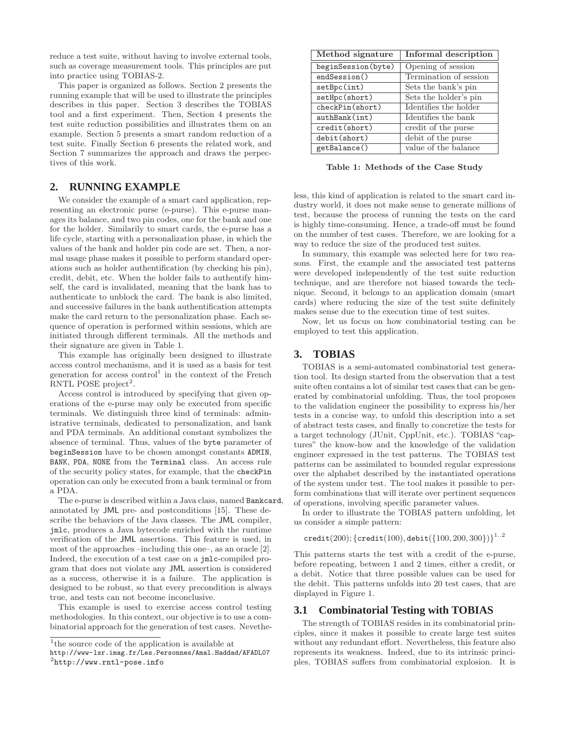reduce a test suite, without having to involve external tools, such as coverage measurement tools. This principles are put into practice using TOBIAS-2.

This paper is organized as follows. Section 2 presents the running example that will be used to illustrate the principles describes in this paper. Section 3 describes the TOBIAS tool and a first experiment. Then, Section 4 presents the test suite reduction possibilities and illustrates them on an example. Section 5 presents a smart random reduction of a test suite. Finally Section 6 presents the related work, and Section 7 summarizes the approach and draws the perpectives of this work.

## 2. RUNNING EXAMPLE

We consider the example of a smart card application, representing an electronic purse (e-purse). This e-purse manages its balance, and two pin codes, one for the bank and one for the holder. Similarily to smart cards, the e-purse has a life cycle, starting with a personalization phase, in which the values of the bank and holder pin code are set. Then, a normal usage phase makes it possible to perform standard operations such as holder authentification (by checking his pin), credit, debit, etc. When the holder fails to authentify himself, the card is invalidated, meaning that the bank has to authenticate to unblock the card. The bank is also limited, and successive failures in the bank authentification attempts make the card return to the personalization phase. Each sequence of operation is performed within sessions, which are initiated through different terminals. All the methods and their signature are given in Table 1.

This example has originally been designed to illustrate access control mechanisms, and it is used as a basis for test generation for access control[1] in the context of the French RNTL POSE project[2].

Access control is introduced by specifying that given operations of the e-purse may only be executed from specific terminals. We distinguish three kind of terminals: administrative terminals, dedicated to personalization, and bank and PDA terminals. An additional constant symbolizes the absence of terminal. Thus, values of the `byte` parameter of `beginSession` have to be chosen amongst constants `ADMIN`, `BANK`, `PDA`, `NONE` from the `Terminal` class. An access rule of the security policy states, for example, that the `checkPin` operation can only be executed from a bank terminal or from a PDA.

The e-purse is described within a Java class, named `Bankcard`, annotated by JML pre- and postconditions [15]. These describe the behaviors of the Java classes. The JML compiler, `jmlc`, produces a Java bytecode enriched with the runtime verification of the JML assertions. This feature is used, in most of the approaches –including this one–, as an oracle [2]. Indeed, the execution of a test case on a `jmlc`-compiled program that does not violate any JML assertion is considered as a success, otherwise it is a failure. The application is designed to be robust, so that every precondition is always true, and tests can not become inconclusive.

This example is used to exercise access control testing methodologies. In this context, our objective is to use a combinatorial approach for the generation of test cases. Nevetheless, this kind of application is related to the smart card industry world, it does not make sense to generate millions of test, because the process of running the tests on the card is highly time-consuming. Hence, a trade-off must be found on the number of test cases. Therefore, we are looking for a way to reduce the size of the produced test suites.

| Method signature | Informal description |
|---|---|
| `beginSession(byte)` | Opening of session |
| `endSession()` | Termination of session |
| `setBpc(int)` | Sets the bank's pin |
| `setHpc(short)` | Sets the holder's pin |
| `checkPin(short)` | Identifies the holder |
| `authBank(int)` | Identifies the bank |
| `credit(short)` | credit of the purse |
| `debit(short)` | debit of the purse |
| `getBalance()` | value of the balance |

**Table 1: Methods of the Case Study**

In summary, this example was selected here for two reasons. First, the example and the associated test patterns were developed independently of the test suite reduction technique, and are therefore not biased towards the technique. Second, it belongs to an application domain (smart cards) where reducing the size of the test suite definitely makes sense due to the execution time of test suites.

Now, let us focus on how combinatorial testing can be employed to test this application.

## 3. TOBIAS

TOBIAS is a semi-automated combinatorial test generation tool. Its design started from the observation that a test suite often contains a lot of similar test cases that can be generated by combinatorial unfolding. Thus, the tool proposes to the validation engineer the possibility to express his/her tests in a concise way, to unfold this description into a set of abstract tests cases, and finally to concretize the tests for a target technology (JUnit, CppUnit, etc.). TOBIAS "captures" the know-how and the knowledge of the validation engineer expressed in the test patterns. The TOBIAS test patterns can be assimilated to bounded regular expressions over the alphabet described by the instantiated operations of the system under test. The tool makes it possible to perform combinations that will iterate over pertinent sequences of operations, involving specific parameter values.

In order to illustrate the TOBIAS pattern unfolding, let us consider a simple pattern:

$$\texttt{credit}(200); \{\texttt{credit}(100), \texttt{debit}(\{100, 200, 300\})\}^{1..2}$$

This patterns starts the test with a credit of the e-purse, before repeating, between 1 and 2 times, either a credit, or a debit. Notice that three possible values can be used for the debit. This patterns unfolds into 20 test cases, that are displayed in Figure 1.

### 3.1 Combinatorial Testing with TOBIAS

The strength of TOBIAS resides in its combinatorial principles, since it makes it possible to create large test suites without any redundant effort. Nevertheless, this feature also represents its weakness. Indeed, due to its intrinsic principles, TOBIAS suffers from combinatorial explosion. It is

[1] the source code of the application is available at http://www-lsr.imag.fr/Les.Personnes/Amal.Haddad/AFADL07

[2] http://www.rntl-pose.info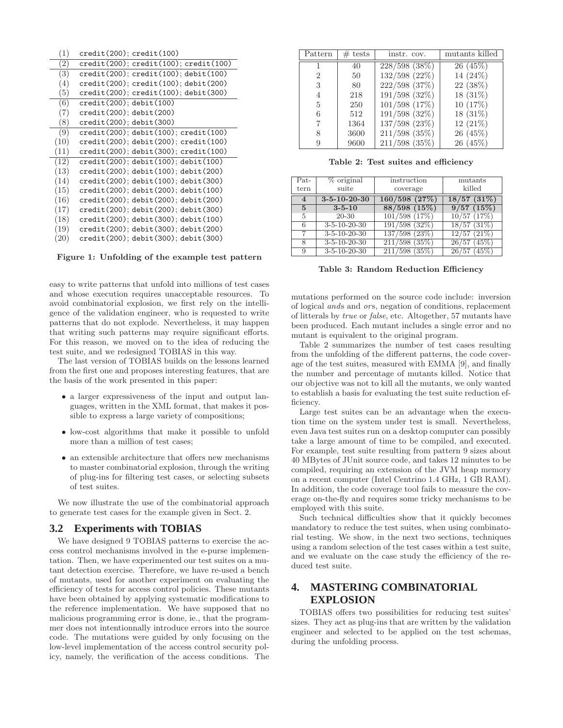```
(1)  credit(200); credit(100)
(2)  credit(200); credit(100); credit(100)
(3)  credit(200); credit(100); debit(100)
(4)  credit(200); credit(100); debit(200)
(5)  credit(200); credit(100); debit(300)
(6)  credit(200); debit(100)
(7)  credit(200); debit(200)
(8)  credit(200); debit(300)
(9)  credit(200); debit(100); credit(100)
(10) credit(200); debit(200); credit(100)
(11) credit(200); debit(300); credit(100)
(12) credit(200); debit(100); debit(100)
(13) credit(200); debit(100); debit(200)
(14) credit(200); debit(100); debit(300)
(15) credit(200); debit(200); debit(100)
(16) credit(200); debit(200); debit(200)
(17) credit(200); debit(200); debit(300)
(18) credit(200); debit(300); debit(100)
(19) credit(200); debit(300); debit(200)
(20) credit(200); debit(300); debit(300)
```

**Figure 1: Unfolding of the example test pattern**

easy to write patterns that unfold into millions of test cases and whose execution requires unacceptable resources. To avoid combinatorial explosion, we first rely on the intelligence of the validation engineer, who is requested to write patterns that do not explode. Nevertheless, it may happen that writing such patterns may require significant efforts. For this reason, we moved on to the idea of reducing the test suite, and we redesigned TOBIAS in this way.

The last version of TOBIAS builds on the lessons learned from the first one and proposes interesting features, that are the basis of the work presented in this paper:

- a larger expressiveness of the input and output languages, written in the XML format, that makes it possible to express a large variety of compositions;
- low-cost algorithms that make it possible to unfold more than a million of test cases;
- an extensible architecture that offers new mechanisms to master combinatorial explosion, through the writing of plug-ins for filtering test cases, or selecting subsets of test suites.

We now illustrate the use of the combinatorial approach to generate test cases for the example given in Sect. 2.

## 3.2 Experiments with TOBIAS

We have designed 9 TOBIAS patterns to exercise the access control mechanisms involved in the e-purse implementation. Then, we have experimented our test suites on a mutant detection exercise. Therefore, we have re-used a bench of mutants, used for another experiment on evaluating the efficiency of tests for access control policies. These mutants have been obtained by applying systematic modifications to the reference implementation. We have supposed that no malicious programming error is done, ie., that the programmer does not intentionnally introduce errors into the source code. The mutations were guided by only focusing on the low-level implementation of the access control security policy, namely, the verification of the access conditions. The mutations performed on the source code include: inversion of logical *and*s and *or*s, negation of conditions, replacement of litterals by *true* or *false*, etc. Altogether, 57 mutants have been produced. Each mutant includes a single error and no mutant is equivalent to the original program.

| Pattern | # tests | instr. cov. | mutants killed |
|---|---|---|---|
| 1 | 40 | 228/598 (38%) | 26 (45%) |
| 2 | 50 | 132/598 (22%) | 14 (24%) |
| 3 | 80 | 222/598 (37%) | 22 (38%) |
| 4 | 218 | 191/598 (32%) | 18 (31%) |
| 5 | 250 | 101/598 (17%) | 10 (17%) |
| 6 | 512 | 191/598 (32%) | 18 (31%) |
| 7 | 1364 | 137/598 (23%) | 12 (21%) |
| 8 | 3600 | 211/598 (35%) | 26 (45%) |
| 9 | 9600 | 211/598 (35%) | 26 (45%) |

**Table 2: Test suites and efficiency**

| Pattern | % original suite | instruction coverage | mutants killed |
|---|---|---|---|
| **4** | **3-5-10-20-30** | **160/598 (27%)** | **18/57 (31%)** |
| **5** | **3-5-10** | **88/598 (15%)** | **9/57 (15%)** |
| 5 | 20-30 | 101/598 (17%) | 10/57 (17%) |
| 6 | 3-5-10-20-30 | 191/598 (32%) | 18/57 (31%) |
| 7 | 3-5-10-20-30 | 137/598 (23%) | 12/57 (21%) |
| 8 | 3-5-10-20-30 | 211/598 (35%) | 26/57 (45%) |
| 9 | 3-5-10-20-30 | 211/598 (35%) | 26/57 (45%) |

**Table 3: Random Reduction Efficiency**

Table 2 summarizes the number of test cases resulting from the unfolding of the different patterns, the code coverage of the test suites, measured with EMMA [9], and finally the number and percentage of mutants killed. Notice that our objective was not to kill all the mutants, we only wanted to establish a basis for evaluating the test suite reduction efficiency.

Large test suites can be an advantage when the execution time on the system under test is small. Nevertheless, even Java test suites run on a desktop computer can possibly take a large amount of time to be compiled, and executed. For example, test suite resulting from pattern 9 sizes about 40 MBytes of JUnit source code, and takes 12 minutes to be compiled, requiring an extension of the JVM heap memory on a recent computer (Intel Centrino 1.4 GHz, 1 GB RAM). In addition, the code coverage tool fails to measure the coverage on-the-fly and requires some tricky mechanisms to be employed with this suite.

Such technical difficulties show that it quickly becomes mandatory to reduce the test suites, when using combinatorial testing. We show, in the next two sections, techniques using a random selection of the test cases within a test suite, and we evaluate on the case study the efficiency of the reduced test suite.

# 4. MASTERING COMBINATORIAL EXPLOSION

TOBIAS offers two possibilities for reducing test suites' sizes. They act as plug-ins that are written by the validation engineer and selected to be applied on the test schemas, during the unfolding process.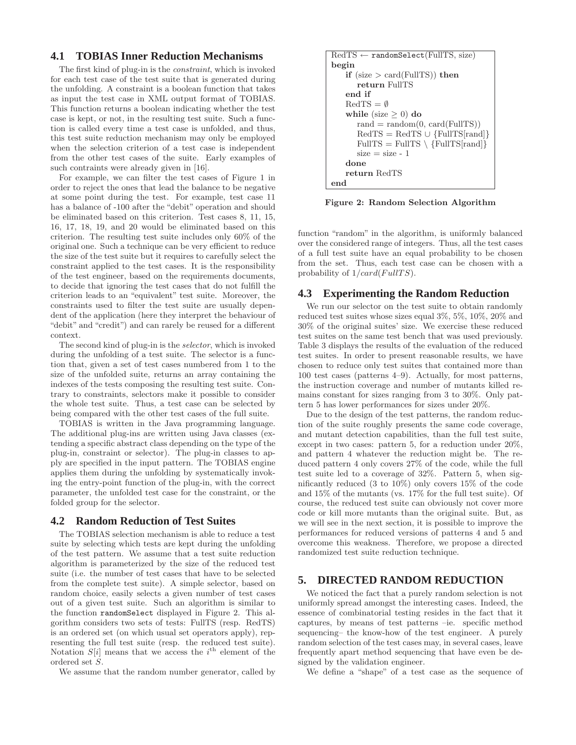### 4.1 TOBIAS Inner Reduction Mechanisms

The first kind of plug-in is the *constraint*, which is invoked for each test case of the test suite that is generated during the unfolding. A constraint is a boolean function that takes as input the test case in XML output format of TOBIAS. This function returns a boolean indicating whether the test case is kept, or not, in the resulting test suite. Such a function is called every time a test case is unfolded, and thus, this test suite reduction mechanism may only be employed when the selection criterion of a test case is independent from the other test cases of the suite. Early examples of such contraints were already given in [16].

For example, we can filter the test cases of Figure 1 in order to reject the ones that lead the balance to be negative at some point during the test. For example, test case 11 has a balance of -100 after the "debit" operation and should be eliminated based on this criterion. Test cases 8, 11, 15, 16, 17, 18, 19, and 20 would be eliminated based on this criterion. The resulting test suite includes only 60% of the original one. Such a technique can be very efficient to reduce the size of the test suite but it requires to carefully select the constraint applied to the test cases. It is the responsibility of the test engineer, based on the requirements documents, to decide that ignoring the test cases that do not fulfill the criterion leads to an "equivalent" test suite. Moreover, the constraints used to filter the test suite are usually dependent of the application (here they interpret the behaviour of "debit" and "credit") and can rarely be reused for a different context.

The second kind of plug-in is the *selector*, which is invoked during the unfolding of a test suite. The selector is a function that, given a set of test cases numbered from 1 to the size of the unfolded suite, returns an array containing the indexes of the tests composing the resulting test suite. Contrary to constraints, selectors make it possible to consider the whole test suite. Thus, a test case can be selected by being compared with the other test cases of the full suite.

TOBIAS is written in the Java programming language. The additional plug-ins are written using Java classes (extending a specific abstract class depending on the type of the plug-in, constraint or selector). The plug-in classes to apply are specified in the input pattern. The TOBIAS engine applies them during the unfolding by systematically invoking the entry-point function of the plug-in, with the correct parameter, the unfolded test case for the constraint, or the folded group for the selector.

### 4.2 Random Reduction of Test Suites

The TOBIAS selection mechanism is able to reduce a test suite by selecting which tests are kept during the unfolding of the test pattern. We assume that a test suite reduction algorithm is parameterized by the size of the reduced test suite (i.e. the number of test cases that have to be selected from the complete test suite). A simple selector, based on random choice, easily selects a given number of test cases out of a given test suite. Such an algorithm is similar to the function `randomSelect` displayed in Figure 2. This algorithm considers two sets of tests: FullTS (resp. RedTS) is an ordered set (on which usual set operators apply), representing the full test suite (resp. the reduced test suite). Notation $S[i]$ means that we access the $i^{\text{th}}$ element of the ordered set $S$.

We assume that the random number generator, called by

```
RedTS ← randomSelect(FullTS, size)
begin
    if (size > card(FullTS)) then
        return FullTS
    end if
    RedTS = ∅
    while (size ≥ 0) do
        rand = random(0, card(FullTS))
        RedTS = RedTS ∪ {FullTS[rand]}
        FullTS = FullTS \ {FullTS[rand]}
        size = size - 1
    done
    return RedTS
end
```

**Figure 2: Random Selection Algorithm**

function "random" in the algorithm, is uniformly balanced over the considered range of integers. Thus, all the test cases of a full test suite have an equal probability to be chosen from the set. Thus, each test case can be chosen with a probability of $1/card(FullTS)$.

### 4.3 Experimenting the Random Reduction

We run our selector on the test suite to obtain randomly reduced test suites whose sizes equal 3%, 5%, 10%, 20% and 30% of the original suites' size. We exercise these reduced test suites on the same test bench that was used previously. Table 3 displays the results of the evaluation of the reduced test suites. In order to present reasonable results, we have chosen to reduce only test suites that contained more than 100 test cases (patterns 4–9). Actually, for most patterns, the instruction coverage and number of mutants killed remains constant for sizes ranging from 3 to 30%. Only pattern 5 has lower performances for sizes under 20%.

Due to the design of the test patterns, the random reduction of the suite roughly presents the same code coverage, and mutant detection capabilities, than the full test suite, except in two cases: pattern 5, for a reduction under 20%, and pattern 4 whatever the reduction might be. The reduced pattern 4 only covers 27% of the code, while the full test suite led to a coverage of 32%. Pattern 5, when significantly reduced (3 to 10%) only covers 15% of the code and 15% of the mutants (vs. 17% for the full test suite). Of course, the reduced test suite can obviously not cover more code or kill more mutants than the original suite. But, as we will see in the next section, it is possible to improve the performances for reduced versions of patterns 4 and 5 and overcome this weakness. Therefore, we propose a directed randomized test suite reduction technique.

## 5. DIRECTED RANDOM REDUCTION

We noticed the fact that a purely random selection is not uniformly spread amongst the interesting cases. Indeed, the essence of combinatorial testing resides in the fact that it captures, by means of test patterns –ie. specific method sequencing– the know-how of the test engineer. A purely random selection of the test cases may, in several cases, leave frequently apart method sequencing that have even be designed by the validation engineer.

We define a "shape" of a test case as the sequence of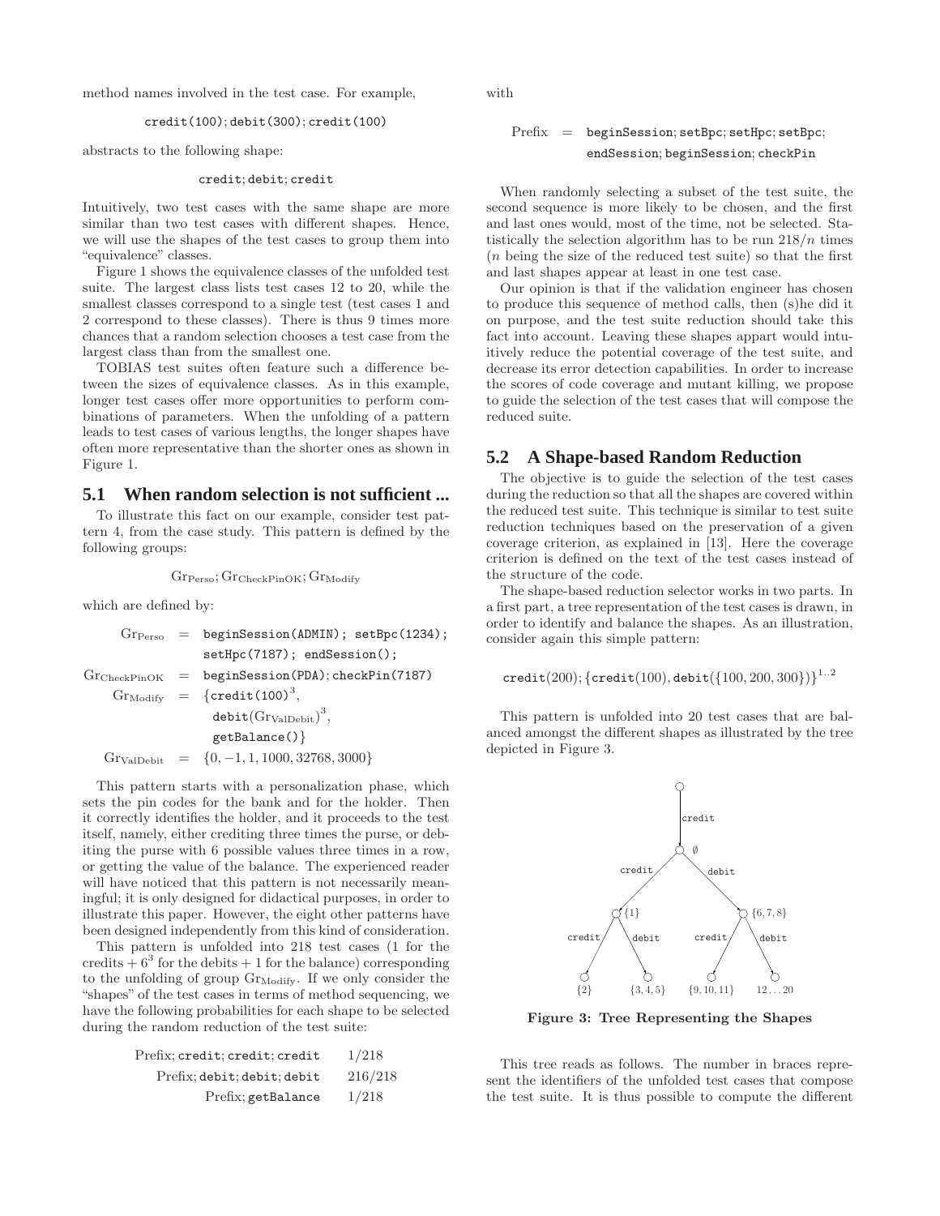method names involved in the test case. For example,

```
credit(100); debit(300); credit(100)
```

abstracts to the following shape:

```
credit; debit; credit
```

Intuitively, two test cases with the same shape are more similar than two test cases with different shapes. Hence, we will use the shapes of the test cases to group them into "equivalence" classes.

Figure 1 shows the equivalence classes of the unfolded test suite. The largest class lists test cases 12 to 20, while the smallest classes correspond to a single test (test cases 1 and 2 correspond to these classes). There is thus 9 times more chances that a random selection chooses a test case from the largest class than from the smallest one.

TOBIAS test suites often feature such a difference between the sizes of equivalence classes. As in this example, longer test cases offer more opportunities to perform combinations of parameters. When the unfolding of a pattern leads to test cases of various lengths, the longer shapes have often more representative than the shorter ones as shown in Figure 1.

## 5.1 When random selection is not sufficient ...

To illustrate this fact on our example, consider test pattern 4, from the case study. This pattern is defined by the following groups:

$$\mathrm{Gr}_{\mathrm{Perso}}; \mathrm{Gr}_{\mathrm{CheckPinOK}}; \mathrm{Gr}_{\mathrm{Modify}}$$

which are defined by:

$$
\begin{aligned}
\mathrm{Gr}_{\mathrm{Perso}} &= \texttt{beginSession(ADMIN); setBpc(1234);} \\
&\phantom{=} \texttt{setHpc(7187); endSession();} \\
\mathrm{Gr}_{\mathrm{CheckPinOK}} &= \texttt{beginSession(PDA); checkPin(7187)} \\
\mathrm{Gr}_{\mathrm{Modify}} &= \{\texttt{credit(100)}^3, \\
&\phantom{=} \texttt{debit}(\mathrm{Gr}_{\mathrm{ValDebit}})^3, \\
&\phantom{=} \texttt{getBalance()}\} \\
\mathrm{Gr}_{\mathrm{ValDebit}} &= \{0, -1, 1, 1000, 32768, 3000\}
\end{aligned}
$$

This pattern starts with a personalization phase, which sets the pin codes for the bank and for the holder. Then it correctly identifies the holder, and it proceeds to the test itself, namely, either crediting three times the purse, or debiting the purse with 6 possible values three times in a row, or getting the value of the balance. The experienced reader will have noticed that this pattern is not necessarily meaningful; it is only designed for didactical purposes, in order to illustrate this paper. However, the eight other patterns have been designed independently from this kind of consideration.

This pattern is unfolded into 218 test cases (1 for the credits $+ 6^3$ for the debits $+ 1$ for the balance) corresponding to the unfolding of group $\mathrm{Gr}_{\mathrm{Modify}}$. If we only consider the "shapes" of the test cases in terms of method sequencing, we have the following probabilities for each shape to be selected during the random reduction of the test suite:

| Shape | Probability |
|---|---|
| Prefix; `credit`; `credit`; `credit` | 1/218 |
| Prefix; `debit`; `debit`; `debit` | 216/218 |
| Prefix; `getBalance` | 1/218 |

with

$$\text{Prefix} = \texttt{beginSession; setBpc; setHpc; setBpc; endSession; beginSession; checkPin}$$

When randomly selecting a subset of the test suite, the second sequence is more likely to be chosen, and the first and last ones would, most of the time, not be selected. Statistically the selection algorithm has to be run $218/n$ times ($n$ being the size of the reduced test suite) so that the first and last shapes appear at least in one test case.

Our opinion is that if the validation engineer has chosen to produce this sequence of method calls, then (s)he did it on purpose, and the test suite reduction should take this fact into account. Leaving these shapes appart would intuitively reduce the potential coverage of the test suite, and decrease its error detection capabilities. In order to increase the scores of code coverage and mutant killing, we propose to guide the selection of the test cases that will compose the reduced suite.

## 5.2 A Shape-based Random Reduction

The objective is to guide the selection of the test cases during the reduction so that all the shapes are covered within the reduced test suite. This technique is similar to test suite reduction techniques based on the preservation of a given coverage criterion, as explained in [13]. Here the coverage criterion is defined on the text of the test cases instead of the structure of the code.

The shape-based reduction selector works in two parts. In a first part, a tree representation of the test cases is drawn, in order to identify and balance the shapes. As an illustration, consider again this simple pattern:

$$\texttt{credit}(200); \{\texttt{credit}(100), \texttt{debit}(\{100, 200, 300\})\}^{1..2}$$

This pattern is unfolded into 20 test cases that are balanced amongst the different shapes as illustrated by the tree depicted in Figure 3.

```
            o
            | credit
            o ∅
    credit /  \ debit
          /    \
    {1}  o      o  {6,7,8}
credit/ \debit  credit/ \debit
     o   o          o    o
    {2} {3,4,5} {9,10,11} 12...20
```

**Figure 3: Tree Representing the Shapes**

This tree reads as follows. The number in braces represent the identifiers of the unfolded test cases that compose the test suite. It is thus possible to compute the different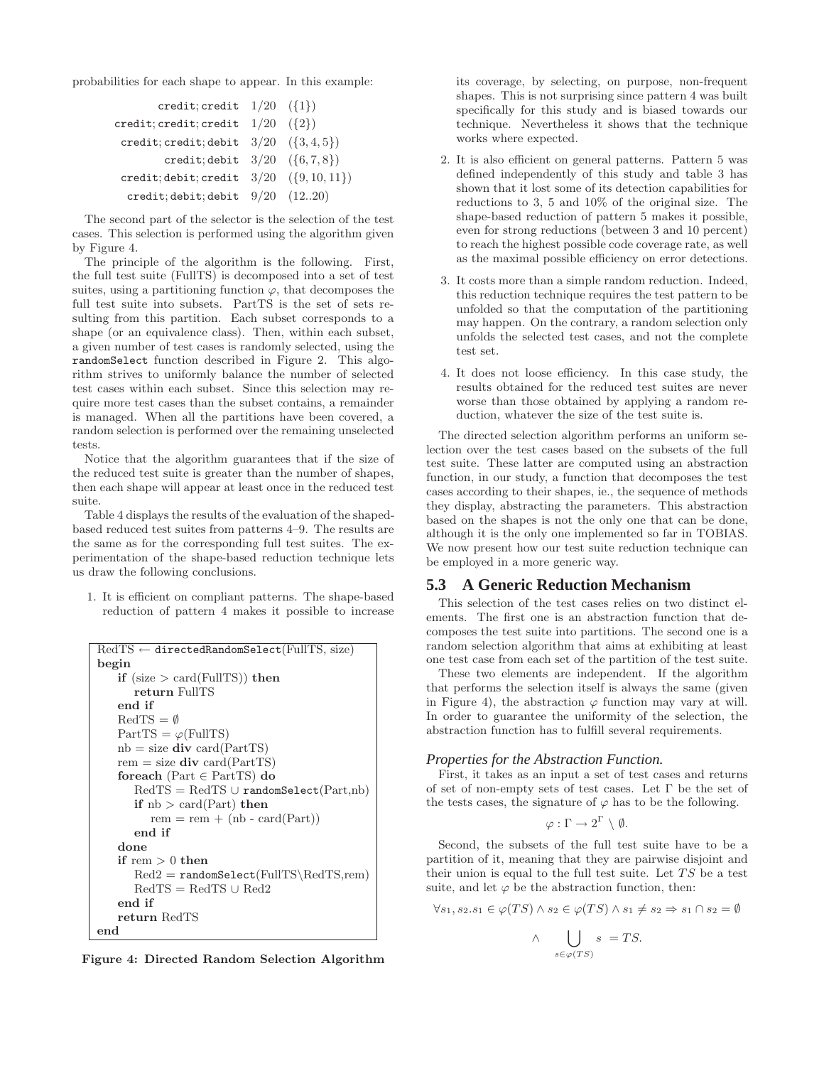probabilities for each shape to appear. In this example:

| | | |
|---|---|---|
| `credit; credit` | $1/20$ | $(\{1\})$ |
| `credit; credit; credit` | $1/20$ | $(\{2\})$ |
| `credit; credit; debit` | $3/20$ | $(\{3, 4, 5\})$ |
| `credit; debit` | $3/20$ | $(\{6, 7, 8\})$ |
| `credit; debit; credit` | $3/20$ | $(\{9, 10, 11\})$ |
| `credit; debit; debit` | $9/20$ | $(12..20)$ |

The second part of the selector is the selection of the test cases. This selection is performed using the algorithm given by Figure 4.

The principle of the algorithm is the following. First, the full test suite (FullTS) is decomposed into a set of test suites, using a partitioning function $\varphi$, that decomposes the full test suite into subsets. PartTS is the set of sets resulting from this partition. Each subset corresponds to a shape (or an equivalence class). Then, within each subset, a given number of test cases is randomly selected, using the `randomSelect` function described in Figure 2. This algorithm strives to uniformly balance the number of selected test cases within each subset. Since this selection may require more test cases than the subset contains, a remainder is managed. When all the partitions have been covered, a random selection is performed over the remaining unselected tests.

Notice that the algorithm guarantees that if the size of the reduced test suite is greater than the number of shapes, then each shape will appear at least once in the reduced test suite.

Table 4 displays the results of the evaluation of the shaped-based reduced test suites from patterns 4–9. The results are the same as for the corresponding full test suites. The experimentation of the shape-based reduction technique lets us draw the following conclusions.

1. It is efficient on compliant patterns. The shape-based reduction of pattern 4 makes it possible to increase its coverage, by selecting, on purpose, non-frequent shapes. This is not surprising since pattern 4 was built specifically for this study and is biased towards our technique. Nevertheless it shows that the technique works where expected.
2. It is also efficient on general patterns. Pattern 5 was defined independently of this study and table 3 has shown that it lost some of its detection capabilities for reductions to 3, 5 and 10% of the original size. The shape-based reduction of pattern 5 makes it possible, even for strong reductions (between 3 and 10 percent) to reach the highest possible code coverage rate, as well as the maximal possible efficiency on error detections.
3. It costs more than a simple random reduction. Indeed, this reduction technique requires the test pattern to be unfolded so that the computation of the partitioning may happen. On the contrary, a random selection only unfolds the selected test cases, and not the complete test set.
4. It does not loose efficiency. In this case study, the results obtained for the reduced test suites are never worse than those obtained by applying a random reduction, whatever the size of the test suite is.

```
RedTS ← directedRandomSelect(FullTS, size)
begin
    if (size > card(FullTS)) then
        return FullTS
    end if
    RedTS = ∅
    PartTS = φ(FullTS)
    nb = size div card(PartTS)
    rem = size div card(PartTS)
    foreach (Part ∈ PartTS) do
        RedTS = RedTS ∪ randomSelect(Part,nb)
        if nb > card(Part) then
            rem = rem + (nb - card(Part))
        end if
    done
    if rem > 0 then
        Red2 = randomSelect(FullTS\RedTS,rem)
        RedTS = RedTS ∪ Red2
    end if
    return RedTS
end
```

**Figure 4: Directed Random Selection Algorithm**

The directed selection algorithm performs an uniform selection over the test cases based on the subsets of the full test suite. These latter are computed using an abstraction function, in our study, a function that decomposes the test cases according to their shapes, ie., the sequence of methods they display, abstracting the parameters. This abstraction based on the shapes is not the only one that can be done, although it is the only one implemented so far in TOBIAS. We now present how our test suite reduction technique can be employed in a more generic way.

## 5.3 A Generic Reduction Mechanism

This selection of the test cases relies on two distinct elements. The first one is an abstraction function that decomposes the test suite into partitions. The second one is a random selection algorithm that aims at exhibiting at least one test case from each set of the partition of the test suite.

These two elements are independent. If the algorithm that performs the selection itself is always the same (given in Figure 4), the abstraction $\varphi$ function may vary at will. In order to guarantee the uniformity of the selection, the abstraction function has to fulfill several requirements.

### *Properties for the Abstraction Function.*

First, it takes as an input a set of test cases and returns of set of non-empty sets of test cases. Let $\Gamma$ be the set of the tests cases, the signature of $\varphi$ has to be the following.

$$\varphi : \Gamma \rightarrow 2^{\Gamma} \setminus \emptyset.$$

Second, the subsets of the full test suite have to be a partition of it, meaning that they are pairwise disjoint and their union is equal to the full test suite. Let $TS$ be a test suite, and let $\varphi$ be the abstraction function, then:

$$\forall s_1, s_2 . s_1 \in \varphi(TS) \wedge s_2 \in \varphi(TS) \wedge s_1 \neq s_2 \Rightarrow s_1 \cap s_2 = \emptyset$$

$$\wedge \bigcup_{s \in \varphi(TS)} s = TS.$$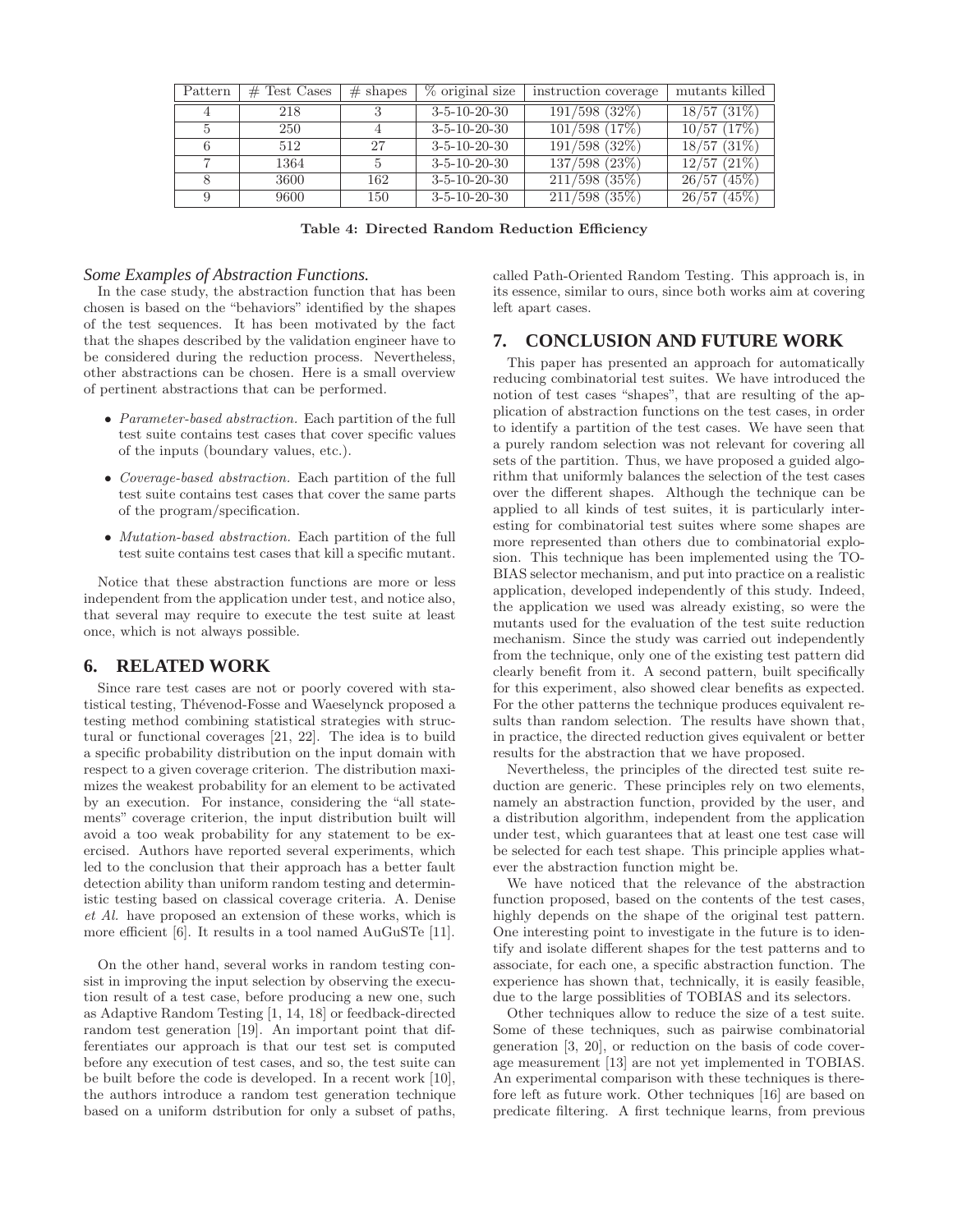| Pattern | # Test Cases | # shapes | % original size | instruction coverage | mutants killed |
| --- | --- | --- | --- | --- | --- |
| 4 | 218 | 3 | 3-5-10-20-30 | 191/598 (32%) | 18/57 (31%) |
| 5 | 250 | 4 | 3-5-10-20-30 | 101/598 (17%) | 10/57 (17%) |
| 6 | 512 | 27 | 3-5-10-20-30 | 191/598 (32%) | 18/57 (31%) |
| 7 | 1364 | 5 | 3-5-10-20-30 | 137/598 (23%) | 12/57 (21%) |
| 8 | 3600 | 162 | 3-5-10-20-30 | 211/598 (35%) | 26/57 (45%) |
| 9 | 9600 | 150 | 3-5-10-20-30 | 211/598 (35%) | 26/57 (45%) |

**Table 4: Directed Random Reduction Efficiency**

### *Some Examples of Abstraction Functions.*

In the case study, the abstraction function that has been chosen is based on the "behaviors" identified by the shapes of the test sequences. It has been motivated by the fact that the shapes described by the validation engineer have to be considered during the reduction process. Nevertheless, other abstractions can be chosen. Here is a small overview of pertinent abstractions that can be performed.

- *Parameter-based abstraction.* Each partition of the full test suite contains test cases that cover specific values of the inputs (boundary values, etc.).
- *Coverage-based abstraction.* Each partition of the full test suite contains test cases that cover the same parts of the program/specification.
- *Mutation-based abstraction.* Each partition of the full test suite contains test cases that kill a specific mutant.

Notice that these abstraction functions are more or less independent from the application under test, and notice also, that several may require to execute the test suite at least once, which is not always possible.

## 6. RELATED WORK

Since rare test cases are not or poorly covered with statistical testing, Thévenod-Fosse and Waeselynck proposed a testing method combining statistical strategies with structural or functional coverages [21, 22]. The idea is to build a specific probability distribution on the input domain with respect to a given coverage criterion. The distribution maximizes the weakest probability for an element to be activated by an execution. For instance, considering the "all statements" coverage criterion, the input distribution built will avoid a too weak probability for any statement to be exercised. Authors have reported several experiments, which led to the conclusion that their approach has a better fault detection ability than uniform random testing and deterministic testing based on classical coverage criteria. A. Denise *et Al.* have proposed an extension of these works, which is more efficient [6]. It results in a tool named AuGuSTe [11].

On the other hand, several works in random testing consist in improving the input selection by observing the execution result of a test case, before producing a new one, such as Adaptive Random Testing [1, 14, 18] or feedback-directed random test generation [19]. An important point that differentiates our approach is that our test set is computed before any execution of test cases, and so, the test suite can be built before the code is developed. In a recent work [10], the authors introduce a random test generation technique based on a uniform dstribution for only a subset of paths, called Path-Oriented Random Testing. This approach is, in its essence, similar to ours, since both works aim at covering left apart cases.

## 7. CONCLUSION AND FUTURE WORK

This paper has presented an approach for automatically reducing combinatorial test suites. We have introduced the notion of test cases "shapes", that are resulting of the application of abstraction functions on the test cases, in order to identify a partition of the test cases. We have seen that a purely random selection was not relevant for covering all sets of the partition. Thus, we have proposed a guided algorithm that uniformly balances the selection of the test cases over the different shapes. Although the technique can be applied to all kinds of test suites, it is particularly interesting for combinatorial test suites where some shapes are more represented than others due to combinatorial explosion. This technique has been implemented using the TOBIAS selector mechanism, and put into practice on a realistic application, developed independently of this study. Indeed, the application we used was already existing, so were the mutants used for the evaluation of the test suite reduction mechanism. Since the study was carried out independently from the technique, only one of the existing test pattern did clearly benefit from it. A second pattern, built specifically for this experiment, also showed clear benefits as expected. For the other patterns the technique produces equivalent results than random selection. The results have shown that, in practice, the directed reduction gives equivalent or better results for the abstraction that we have proposed.

Nevertheless, the principles of the directed test suite reduction are generic. These principles rely on two elements, namely an abstraction function, provided by the user, and a distribution algorithm, independent from the application under test, which guarantees that at least one test case will be selected for each test shape. This principle applies whatever the abstraction function might be.

We have noticed that the relevance of the abstraction function proposed, based on the contents of the test cases, highly depends on the shape of the original test pattern. One interesting point to investigate in the future is to identify and isolate different shapes for the test patterns and to associate, for each one, a specific abstraction function. The experience has shown that, technically, it is easily feasible, due to the large possiblities of TOBIAS and its selectors.

Other techniques allow to reduce the size of a test suite. Some of these techniques, such as pairwise combinatorial generation [3, 20], or reduction on the basis of code coverage measurement [13] are not yet implemented in TOBIAS. An experimental comparison with these techniques is therefore left as future work. Other techniques [16] are based on predicate filtering. A first technique learns, from previous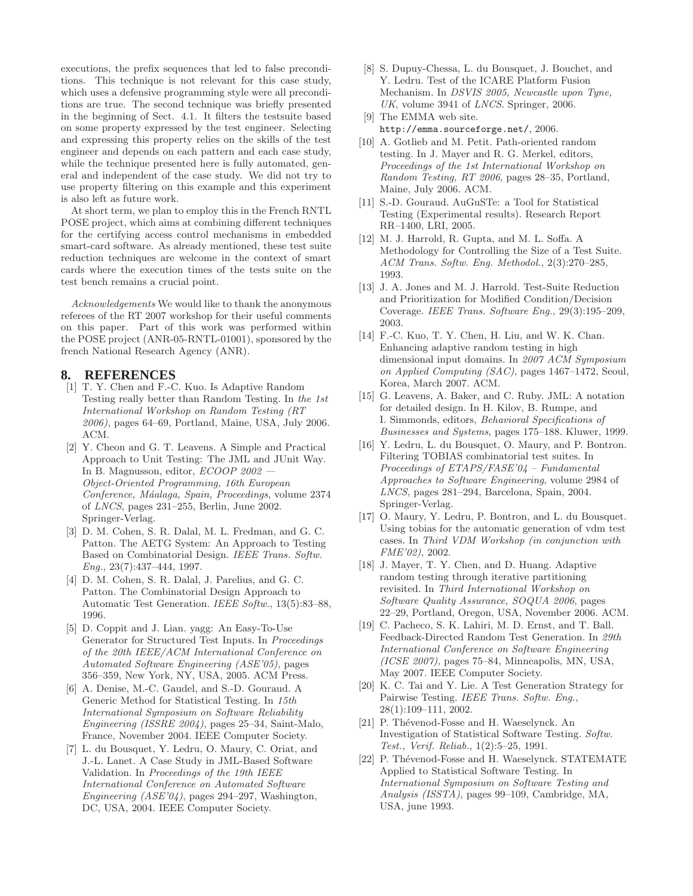executions, the prefix sequences that led to false preconditions. This technique is not relevant for this case study, which uses a defensive programming style were all preconditions are true. The second technique was briefly presented in the beginning of Sect. 4.1. It filters the testsuite based on some property expressed by the test engineer. Selecting and expressing this property relies on the skills of the test engineer and depends on each pattern and each case study, while the technique presented here is fully automated, general and independent of the case study. We did not try to use property filtering on this example and this experiment is also left as future work.

At short term, we plan to employ this in the French RNTL POSE project, which aims at combining different techniques for the certifying access control mechanisms in embedded smart-card software. As already mentioned, these test suite reduction techniques are welcome in the context of smart cards where the execution times of the tests suite on the test bench remains a crucial point.

*Acknowledgements* We would like to thank the anonymous referees of the RT 2007 workshop for their useful comments on this paper. Part of this work was performed within the POSE project (ANR-05-RNTL-01001), sponsored by the french National Research Agency (ANR).

# 8. REFERENCES

[1] T. Y. Chen and F.-C. Kuo. Is Adaptive Random Testing really better than Random Testing. In *the 1st International Workshop on Random Testing (RT 2006)*, pages 64–69, Portland, Maine, USA, July 2006. ACM.

[2] Y. Cheon and G. T. Leavens. A Simple and Practical Approach to Unit Testing: The JML and JUnit Way. In B. Magnusson, editor, *ECOOP 2002 — Object-Oriented Programming, 16th European Conference, Máalaga, Spain, Proceedings*, volume 2374 of *LNCS*, pages 231–255, Berlin, June 2002. Springer-Verlag.

[3] D. M. Cohen, S. R. Dalal, M. L. Fredman, and G. C. Patton. The AETG System: An Approach to Testing Based on Combinatorial Design. *IEEE Trans. Softw. Eng.*, 23(7):437–444, 1997.

[4] D. M. Cohen, S. R. Dalal, J. Parelius, and G. C. Patton. The Combinatorial Design Approach to Automatic Test Generation. *IEEE Softw.*, 13(5):83–88, 1996.

[5] D. Coppit and J. Lian. yagg: An Easy-To-Use Generator for Structured Test Inputs. In *Proceedings of the 20th IEEE/ACM International Conference on Automated Software Engineering (ASE'05)*, pages 356–359, New York, NY, USA, 2005. ACM Press.

[6] A. Denise, M.-C. Gaudel, and S.-D. Gouraud. A Generic Method for Statistical Testing. In *15th International Symposium on Software Reliability Engineering (ISSRE 2004)*, pages 25–34, Saint-Malo, France, November 2004. IEEE Computer Society.

[7] L. du Bousquet, Y. Ledru, O. Maury, C. Oriat, and J.-L. Lanet. A Case Study in JML-Based Software Validation. In *Proceedings of the 19th IEEE International Conference on Automated Software Engineering (ASE'04)*, pages 294–297, Washington, DC, USA, 2004. IEEE Computer Society.

[8] S. Dupuy-Chessa, L. du Bousquet, J. Bouchet, and Y. Ledru. Test of the ICARE Platform Fusion Mechanism. In *DSVIS 2005, Newcastle upon Tyne, UK*, volume 3941 of *LNCS*. Springer, 2006.

[9] The EMMA web site. http://emma.sourceforge.net/, 2006.

[10] A. Gotlieb and M. Petit. Path-oriented random testing. In J. Mayer and R. G. Merkel, editors, *Proceedings of the 1st International Workshop on Random Testing, RT 2006*, pages 28–35, Portland, Maine, July 2006. ACM.

[11] S.-D. Gouraud. AuGuSTe: a Tool for Statistical Testing (Experimental results). Research Report RR–1400, LRI, 2005.

[12] M. J. Harrold, R. Gupta, and M. L. Soffa. A Methodology for Controlling the Size of a Test Suite. *ACM Trans. Softw. Eng. Methodol.*, 2(3):270–285, 1993.

[13] J. A. Jones and M. J. Harrold. Test-Suite Reduction and Prioritization for Modified Condition/Decision Coverage. *IEEE Trans. Software Eng.*, 29(3):195–209, 2003.

[14] F.-C. Kuo, T. Y. Chen, H. Liu, and W. K. Chan. Enhancing adaptive random testing in high dimensional input domains. In *2007 ACM Symposium on Applied Computing (SAC)*, pages 1467–1472, Seoul, Korea, March 2007. ACM.

[15] G. Leavens, A. Baker, and C. Ruby. JML: A notation for detailed design. In H. Kilov, B. Rumpe, and I. Simmonds, editors, *Behavioral Specifications of Businesses and Systems*, pages 175–188. Kluwer, 1999.

[16] Y. Ledru, L. du Bousquet, O. Maury, and P. Bontron. Filtering TOBIAS combinatorial test suites. In *Proceedings of ETAPS/FASE'04 – Fundamental Approaches to Software Engineering*, volume 2984 of *LNCS*, pages 281–294, Barcelona, Spain, 2004. Springer-Verlag.

[17] O. Maury, Y. Ledru, P. Bontron, and L. du Bousquet. Using tobias for the automatic generation of vdm test cases. In *Third VDM Workshop (in conjunction with FME'02)*, 2002.

[18] J. Mayer, T. Y. Chen, and D. Huang. Adaptive random testing through iterative partitioning revisited. In *Third International Workshop on Software Quality Assurance, SOQUA 2006*, pages 22–29, Portland, Oregon, USA, November 2006. ACM.

[19] C. Pacheco, S. K. Lahiri, M. D. Ernst, and T. Ball. Feedback-Directed Random Test Generation. In *29th International Conference on Software Engineering (ICSE 2007)*, pages 75–84, Minneapolis, MN, USA, May 2007. IEEE Computer Society.

[20] K. C. Tai and Y. Lie. A Test Generation Strategy for Pairwise Testing. *IEEE Trans. Softw. Eng.*, 28(1):109–111, 2002.

[21] P. Thévenod-Fosse and H. Waeselynck. An Investigation of Statistical Software Testing. *Softw. Test., Verif. Reliab.*, 1(2):5–25, 1991.

[22] P. Thévenod-Fosse and H. Waeselynck. STATEMATE Applied to Statistical Software Testing. In *International Symposium on Software Testing and Analysis (ISSTA)*, pages 99–109, Cambridge, MA, USA, june 1993.